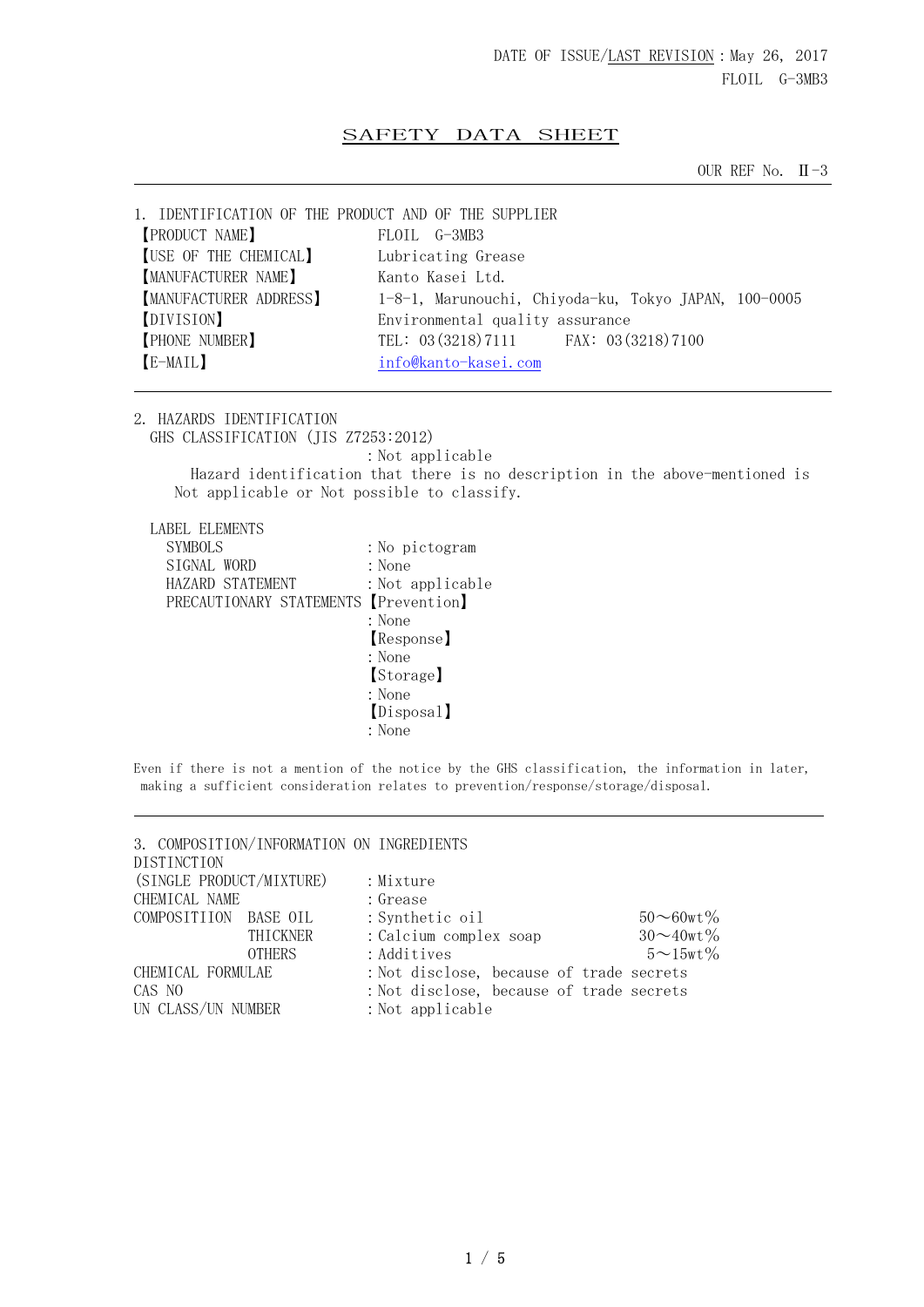DATE OF ISSUE/LAST REVISION : May 26, 2017
FLOIL G-3MB3

# SAFETY DATA SHEET

OUR REF No. Ⅱ-3

## 1. IDENTIFICATION OF THE PRODUCT AND OF THE SUPPLIER

| | |
|---|---|
| 【PRODUCT NAME】 | FLOIL G-3MB3 |
| 【USE OF THE CHEMICAL】 | Lubricating Grease |
| 【MANUFACTURER NAME】 | Kanto Kasei Ltd. |
| 【MANUFACTURER ADDRESS】 | 1-8-1, Marunouchi, Chiyoda-ku, Tokyo JAPAN, 100-0005 |
| 【DIVISION】 | Environmental quality assurance |
| 【PHONE NUMBER】 | TEL: 03(3218)7111 FAX: 03(3218)7100 |
| 【E-MAIL】 | info@kanto-kasei.com |

## 2. HAZARDS IDENTIFICATION

GHS CLASSIFICATION (JIS Z7253:2012)
: Not applicable

Hazard identification that there is no description in the above-mentioned is Not applicable or Not possible to classify.

LABEL ELEMENTS

| | |
|---|---|
| SYMBOLS | : No pictogram |
| SIGNAL WORD | : None |
| HAZARD STATEMENT | : Not applicable |
| PRECAUTIONARY STATEMENTS | 【Prevention】 |
| | : None |
| | 【Response】 |
| | : None |
| | 【Storage】 |
| | : None |
| | 【Disposal】 |
| | : None |

Even if there is not a mention of the notice by the GHS classification, the information in later, making a sufficient consideration relates to prevention/response/storage/disposal.

## 3. COMPOSITION/INFORMATION ON INGREDIENTS

| | | | |
|---|---|---|---|
| DISTINCTION (SINGLE PRODUCT/MIXTURE) | | : Mixture | |
| CHEMICAL NAME | | : Grease | |
| COMPOSITIION | BASE OIL | : Synthetic oil | 50～60wt% |
| | THICKNER | : Calcium complex soap | 30～40wt% |
| | OTHERS | : Additives | 5～15wt% |
| CHEMICAL FORMULAE | | : Not disclose, because of trade secrets | |
| CAS NO | | : Not disclose, because of trade secrets | |
| UN CLASS/UN NUMBER | | : Not applicable | |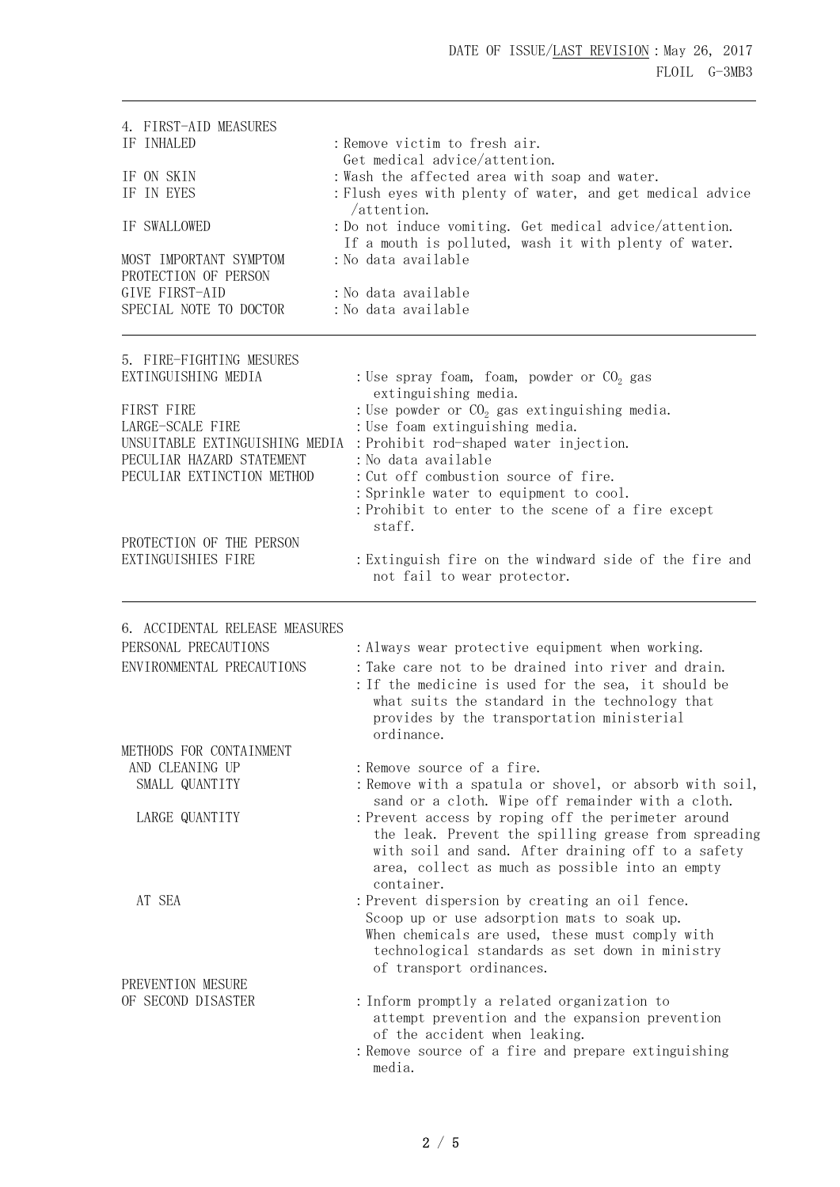## 4. FIRST-AID MEASURES

| | |
|---|---|
| IF INHALED | : Remove victim to fresh air. Get medical advice/attention. |
| IF ON SKIN | : Wash the affected area with soap and water. |
| IF IN EYES | : Flush eyes with plenty of water, and get medical advice /attention. |
| IF SWALLOWED | : Do not induce vomiting. Get medical advice/attention. If a mouth is polluted, wash it with plenty of water. |
| MOST IMPORTANT SYMPTOM | : No data available |
| PROTECTION OF PERSON GIVE FIRST-AID | : No data available |
| SPECIAL NOTE TO DOCTOR | : No data available |

## 5. FIRE-FIGHTING MESURES

| | |
|---|---|
| EXTINGUISHING MEDIA | : Use spray foam, foam, powder or $CO_2$ gas extinguishing media. |
| FIRST FIRE | : Use powder or $CO_2$ gas extinguishing media. |
| LARGE-SCALE FIRE | : Use foam extinguishing media. |
| UNSUITABLE EXTINGUISHING MEDIA | : Prohibit rod-shaped water injection. |
| PECULIAR HAZARD STATEMENT | : No data available |
| PECULIAR EXTINCTION METHOD | : Cut off combustion source of fire.<br>: Sprinkle water to equipment to cool.<br>: Prohibit to enter to the scene of a fire except staff. |
| PROTECTION OF THE PERSON EXTINGUISHIES FIRE | : Extinguish fire on the windward side of the fire and not fail to wear protector. |

## 6. ACCIDENTAL RELEASE MEASURES

| | |
|---|---|
| PERSONAL PRECAUTIONS | : Always wear protective equipment when working. |
| ENVIRONMENTAL PRECAUTIONS | : Take care not to be drained into river and drain.<br>: If the medicine is used for the sea, it should be what suits the standard in the technology that provides by the transportation ministerial ordinance. |
| METHODS FOR CONTAINMENT AND CLEANING UP | : Remove source of a fire. |
| SMALL QUANTITY | : Remove with a spatula or shovel, or absorb with soil, sand or a cloth. Wipe off remainder with a cloth. |
| LARGE QUANTITY | : Prevent access by roping off the perimeter around the leak. Prevent the spilling grease from spreading with soil and sand. After draining off to a safety area, collect as much as possible into an empty container. |
| AT SEA | : Prevent dispersion by creating an oil fence. Scoop up or use adsorption mats to soak up. When chemicals are used, these must comply with technological standards as set down in ministry of transport ordinances. |
| PREVENTION MESURE OF SECOND DISASTER | : Inform promptly a related organization to attempt prevention and the expansion prevention of the accident when leaking.<br>: Remove source of a fire and prepare extinguishing media. |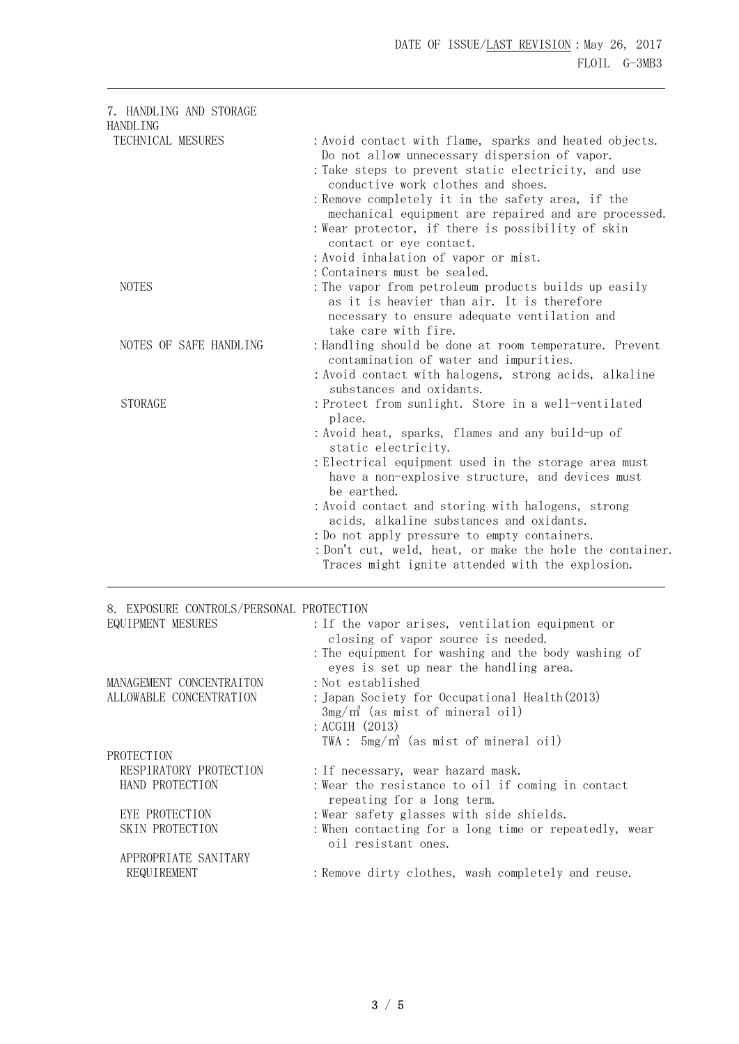## 7. HANDLING AND STORAGE

### HANDLING

| | |
|---|---|
| TECHNICAL MESURES | : Avoid contact with flame, sparks and heated objects. Do not allow unnecessary dispersion of vapor. |
| | : Take steps to prevent static electricity, and use conductive work clothes and shoes. |
| | : Remove completely it in the safety area, if the mechanical equipment are repaired and are processed. |
| | : Wear protector, if there is possibility of skin contact or eye contact. |
| | : Avoid inhalation of vapor or mist. |
| | : Containers must be sealed. |
| NOTES | : The vapor from petroleum products builds up easily as it is heavier than air. It is therefore necessary to ensure adequate ventilation and take care with fire. |
| NOTES OF SAFE HANDLING | : Handling should be done at room temperature. Prevent contamination of water and impurities. |
| | : Avoid contact with halogens, strong acids, alkaline substances and oxidants. |
| STORAGE | : Protect from sunlight. Store in a well-ventilated place. |
| | : Avoid heat, sparks, flames and any build-up of static electricity. |
| | : Electrical equipment used in the storage area must have a non-explosive structure, and devices must be earthed. |
| | : Avoid contact and storing with halogens, strong acids, alkaline substances and oxidants. |
| | : Do not apply pressure to empty containers. |
| | : Don't cut, weld, heat, or make the hole the container. Traces might ignite attended with the explosion. |

## 8. EXPOSURE CONTROLS/PERSONAL PROTECTION

| | |
|---|---|
| EQUIPMENT MESURES | : If the vapor arises, ventilation equipment or closing of vapor source is needed. |
| | : The equipment for washing and the body washing of eyes is set up near the handling area. |
| MANAGEMENT CONCENTRAITON | : Not established |
| ALLOWABLE CONCENTRATION | : Japan Society for Occupational Health(2013) 3mg/m³ (as mist of mineral oil) |
| | : ACGIH (2013) TWA : 5mg/m³ (as mist of mineral oil) |

### PROTECTION

| | |
|---|---|
| RESPIRATORY PROTECTION | : If necessary, wear hazard mask. |
| HAND PROTECTION | : Wear the resistance to oil if coming in contact repeating for a long term. |
| EYE PROTECTION | : Wear safety glasses with side shields. |
| SKIN PROTECTION | : When contacting for a long time or repeatedly, wear oil resistant ones. |
| APPROPRIATE SANITARY REQUIREMENT | : Remove dirty clothes, wash completely and reuse. |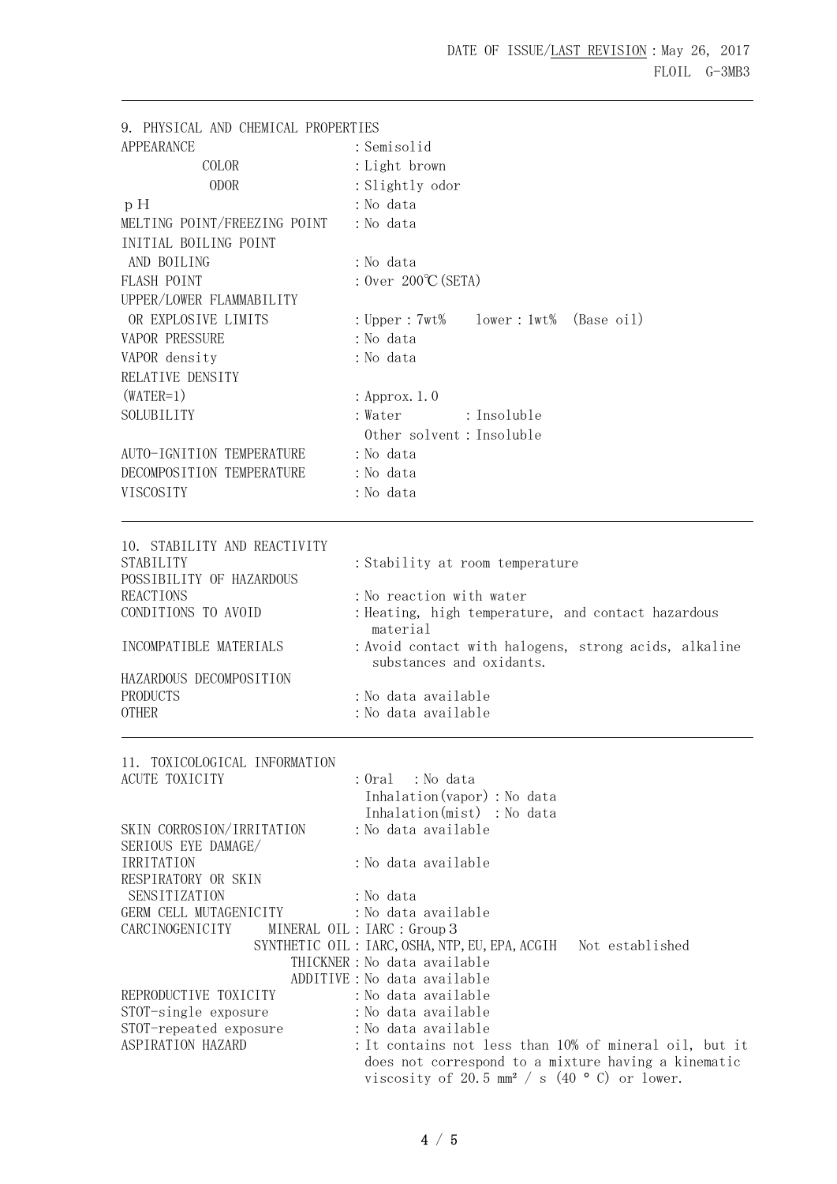## 9. PHYSICAL AND CHEMICAL PROPERTIES

| | |
|---|---|
| APPEARANCE | : Semisolid |
| COLOR | : Light brown |
| ODOR | : Slightly odor |
| pH | : No data |
| MELTING POINT/FREEZING POINT | : No data |
| INITIAL BOILING POINT AND BOILING | : No data |
| FLASH POINT | : Over 200℃(SETA) |
| UPPER/LOWER FLAMMABILITY OR EXPLOSIVE LIMITS | : Upper : 7wt%  lower : 1wt%  (Base oil) |
| VAPOR PRESSURE | : No data |
| VAPOR density | : No data |
| RELATIVE DENSITY (WATER=1) | : Approx. 1.0 |
| SOLUBILITY | : Water : Insoluble<br>Other solvent : Insoluble |
| AUTO-IGNITION TEMPERATURE | : No data |
| DECOMPOSITION TEMPERATURE | : No data |
| VISCOSITY | : No data |

## 10. STABILITY AND REACTIVITY

| | |
|---|---|
| STABILITY | : Stability at room temperature |
| POSSIBILITY OF HAZARDOUS REACTIONS | : No reaction with water |
| CONDITIONS TO AVOID | : Heating, high temperature, and contact hazardous material |
| INCOMPATIBLE MATERIALS | : Avoid contact with halogens, strong acids, alkaline substances and oxidants. |
| HAZARDOUS DECOMPOSITION PRODUCTS | : No data available |
| OTHER | : No data available |

## 11. TOXICOLOGICAL INFORMATION

| | |
|---|---|
| ACUTE TOXICITY | : Oral : No data<br>Inhalation(vapor) : No data<br>Inhalation(mist) : No data |
| SKIN CORROSION/IRRITATION | : No data available |
| SERIOUS EYE DAMAGE/ IRRITATION | : No data available |
| RESPIRATORY OR SKIN SENSITIZATION | : No data |
| GERM CELL MUTAGENICITY | : No data available |
| CARCINOGENICITY MINERAL OIL | : IARC : Group 3 |
| SYNTHETIC OIL | : IARC, OSHA, NTP, EU, EPA, ACGIH  Not established |
| THICKNER | : No data available |
| ADDITIVE | : No data available |
| REPRODUCTIVE TOXICITY | : No data available |
| STOT-single exposure | : No data available |
| STOT-repeated exposure | : No data available |
| ASPIRATION HAZARD | : It contains not less than 10% of mineral oil, but it does not correspond to a mixture having a kinematic viscosity of 20.5 mm² / s (40 ° C) or lower. |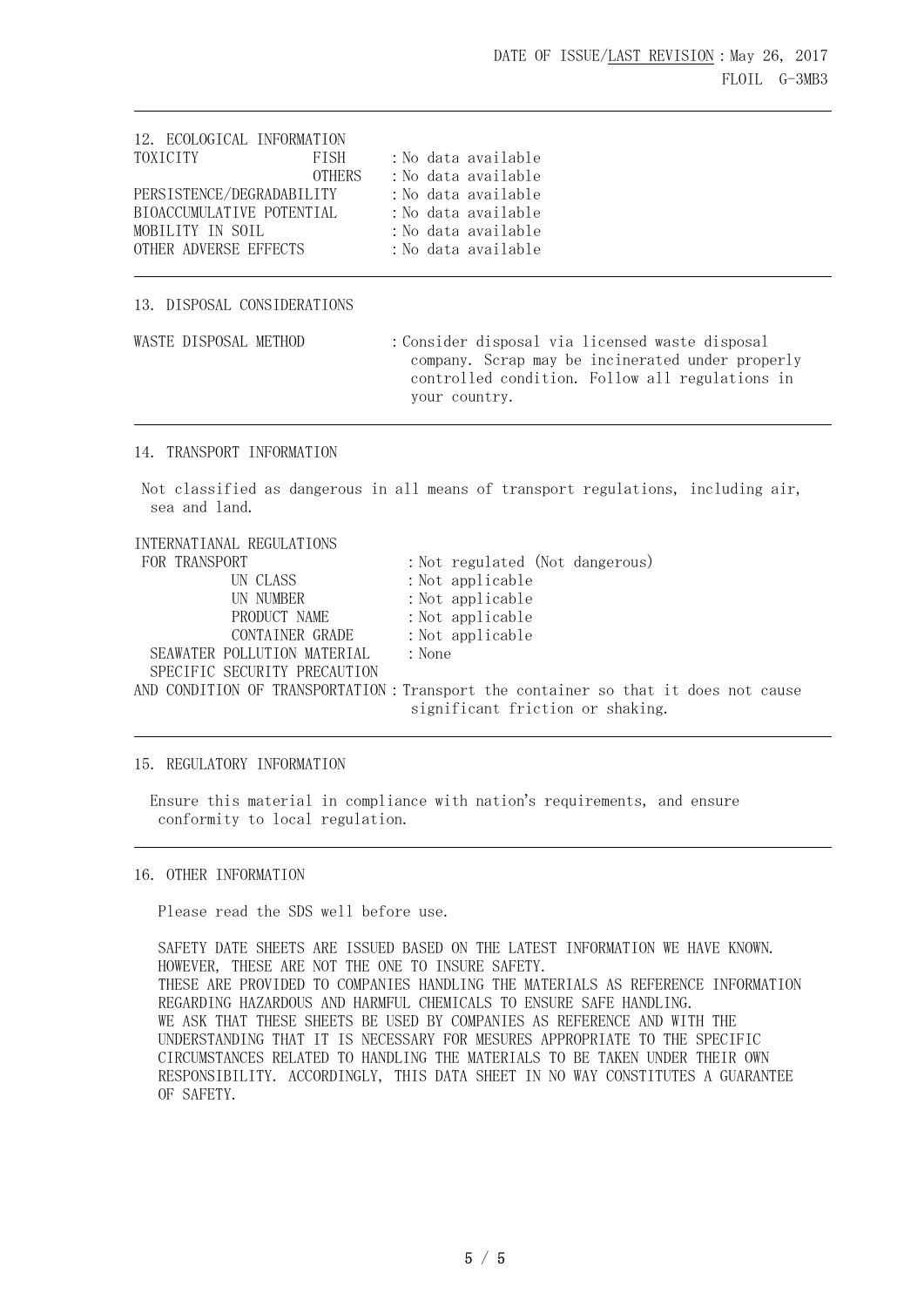DATE OF ISSUE/LAST REVISION : May 26, 2017
FLOIL G-3MB3

## 12. ECOLOGICAL INFORMATION

| | | |
|---|---|---|
| TOXICITY | FISH | : No data available |
| | OTHERS | : No data available |
| PERSISTENCE/DEGRADABILITY | | : No data available |
| BIOACCUMULATIVE POTENTIAL | | : No data available |
| MOBILITY IN SOIL | | : No data available |
| OTHER ADVERSE EFFECTS | | : No data available |

## 13. DISPOSAL CONSIDERATIONS

WASTE DISPOSAL METHOD : Consider disposal via licensed waste disposal company. Scrap may be incinerated under properly controlled condition. Follow all regulations in your country.

## 14. TRANSPORT INFORMATION

Not classified as dangerous in all means of transport regulations, including air, sea and land.

| | |
|---|---|
| INTERNATIANAL REGULATIONS FOR TRANSPORT | : Not regulated (Not dangerous) |
| UN CLASS | : Not applicable |
| UN NUMBER | : Not applicable |
| PRODUCT NAME | : Not applicable |
| CONTAINER GRADE | : Not applicable |
| SEAWATER POLLUTION MATERIAL | : None |
| SPECIFIC SECURITY PRECAUTION AND CONDITION OF TRANSPORTATION | : Transport the container so that it does not cause significant friction or shaking. |

## 15. REGULATORY INFORMATION

Ensure this material in compliance with nation's requirements, and ensure conformity to local regulation.

## 16. OTHER INFORMATION

Please read the SDS well before use.

SAFETY DATE SHEETS ARE ISSUED BASED ON THE LATEST INFORMATION WE HAVE KNOWN. HOWEVER, THESE ARE NOT THE ONE TO INSURE SAFETY.
THESE ARE PROVIDED TO COMPANIES HANDLING THE MATERIALS AS REFERENCE INFORMATION REGARDING HAZARDOUS AND HARMFUL CHEMICALS TO ENSURE SAFE HANDLING.
WE ASK THAT THESE SHEETS BE USED BY COMPANIES AS REFERENCE AND WITH THE UNDERSTANDING THAT IT IS NECESSARY FOR MESURES APPROPRIATE TO THE SPECIFIC CIRCUMSTANCES RELATED TO HANDLING THE MATERIALS TO BE TAKEN UNDER THEIR OWN RESPONSIBILITY. ACCORDINGLY, THIS DATA SHEET IN NO WAY CONSTITUTES A GUARANTEE OF SAFETY.